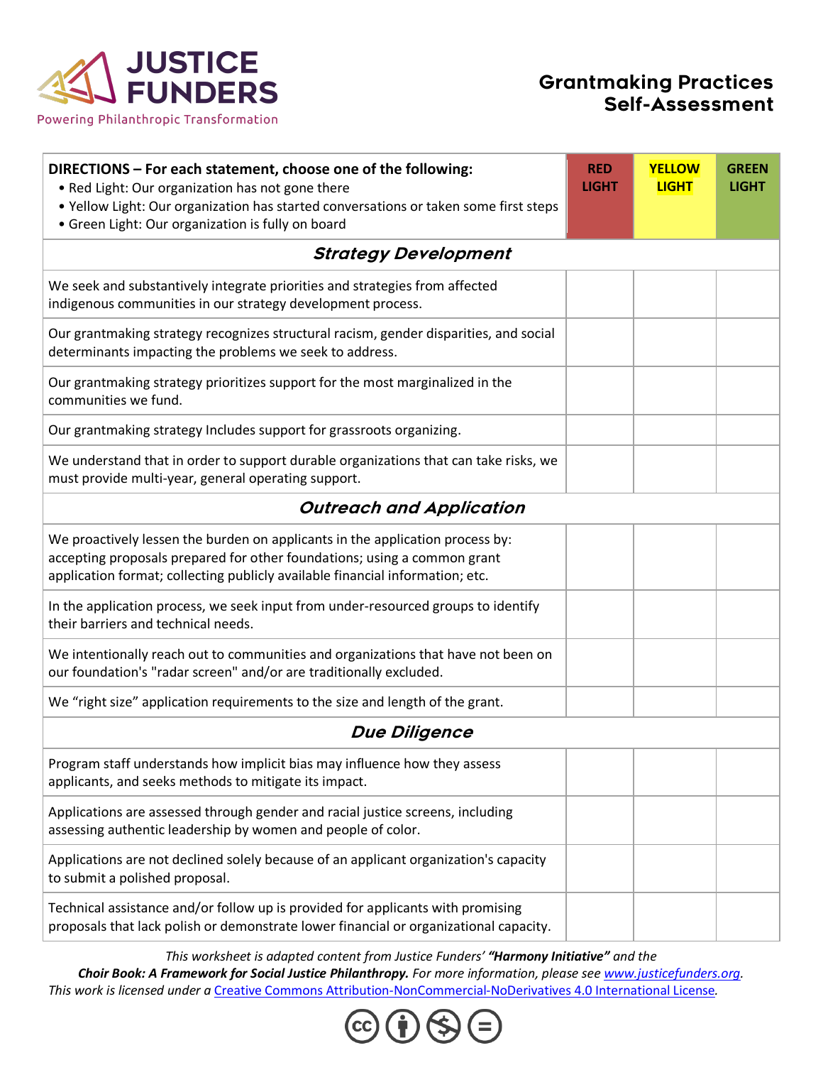# JUSTICE FUNDERS

Powering Philanthropic Transformation

## Grantmaking Practices Self-Assessment

| DIRECTIONS – For each statement, choose one of the following:<br>• Red Light: Our organization has not gone there<br>• Yellow Light: Our organization has started conversations or taken some first steps<br>• Green Light: Our organization is fully on board | RED LIGHT | YELLOW LIGHT | GREEN LIGHT |
|---|---|---|---|
| ***Strategy Development*** | | | |
| We seek and substantively integrate priorities and strategies from affected indigenous communities in our strategy development process. | | | |
| Our grantmaking strategy recognizes structural racism, gender disparities, and social determinants impacting the problems we seek to address. | | | |
| Our grantmaking strategy prioritizes support for the most marginalized in the communities we fund. | | | |
| Our grantmaking strategy Includes support for grassroots organizing. | | | |
| We understand that in order to support durable organizations that can take risks, we must provide multi-year, general operating support. | | | |
| ***Outreach and Application*** | | | |
| We proactively lessen the burden on applicants in the application process by: accepting proposals prepared for other foundations; using a common grant application format; collecting publicly available financial information; etc. | | | |
| In the application process, we seek input from under-resourced groups to identify their barriers and technical needs. | | | |
| We intentionally reach out to communities and organizations that have not been on our foundation's "radar screen" and/or are traditionally excluded. | | | |
| We "right size" application requirements to the size and length of the grant. | | | |
| ***Due Diligence*** | | | |
| Program staff understands how implicit bias may influence how they assess applicants, and seeks methods to mitigate its impact. | | | |
| Applications are assessed through gender and racial justice screens, including assessing authentic leadership by women and people of color. | | | |
| Applications are not declined solely because of an applicant organization's capacity to submit a polished proposal. | | | |
| Technical assistance and/or follow up is provided for applicants with promising proposals that lack polish or demonstrate lower financial or organizational capacity. | | | |

*This worksheet is adapted content from Justice Funders' **"Harmony Initiative"** and the **Choir Book: A Framework for Social Justice Philanthropy.** For more information, please see [www.justicefunders.org](http://www.justicefunders.org). This work is licensed under a [Creative Commons Attribution-NonCommercial-NoDerivatives 4.0 International License](https://creativecommons.org/licenses/by-nc-nd/4.0/).*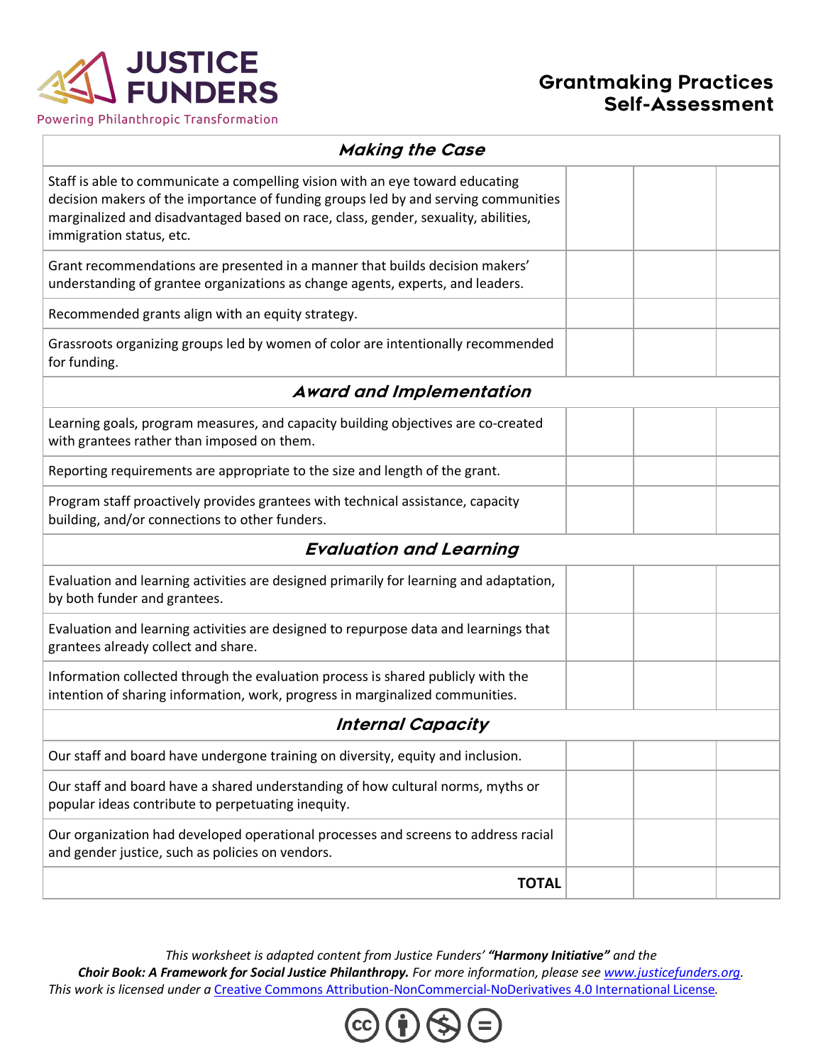JUSTICE FUNDERS

Powering Philanthropic Transformation

# Grantmaking Practices Self-Assessment

| | | | |
|---|---|---|---|
| ***Making the Case*** | | | |
| Staff is able to communicate a compelling vision with an eye toward educating decision makers of the importance of funding groups led by and serving communities marginalized and disadvantaged based on race, class, gender, sexuality, abilities, immigration status, etc. | | | |
| Grant recommendations are presented in a manner that builds decision makers' understanding of grantee organizations as change agents, experts, and leaders. | | | |
| Recommended grants align with an equity strategy. | | | |
| Grassroots organizing groups led by women of color are intentionally recommended for funding. | | | |
| ***Award and Implementation*** | | | |
| Learning goals, program measures, and capacity building objectives are co-created with grantees rather than imposed on them. | | | |
| Reporting requirements are appropriate to the size and length of the grant. | | | |
| Program staff proactively provides grantees with technical assistance, capacity building, and/or connections to other funders. | | | |
| ***Evaluation and Learning*** | | | |
| Evaluation and learning activities are designed primarily for learning and adaptation, by both funder and grantees. | | | |
| Evaluation and learning activities are designed to repurpose data and learnings that grantees already collect and share. | | | |
| Information collected through the evaluation process is shared publicly with the intention of sharing information, work, progress in marginalized communities. | | | |
| ***Internal Capacity*** | | | |
| Our staff and board have undergone training on diversity, equity and inclusion. | | | |
| Our staff and board have a shared understanding of how cultural norms, myths or popular ideas contribute to perpetuating inequity. | | | |
| Our organization had developed operational processes and screens to address racial and gender justice, such as policies on vendors. | | | |
| **TOTAL** | | | |

*This worksheet is adapted content from Justice Funders' **"Harmony Initiative"** and the **Choir Book: A Framework for Social Justice Philanthropy.** For more information, please see [www.justicefunders.org](www.justicefunders.org). This work is licensed under a [Creative Commons Attribution-NonCommercial-NoDerivatives 4.0 International License](https://creativecommons.org/licenses/by-nc-nd/4.0/).*